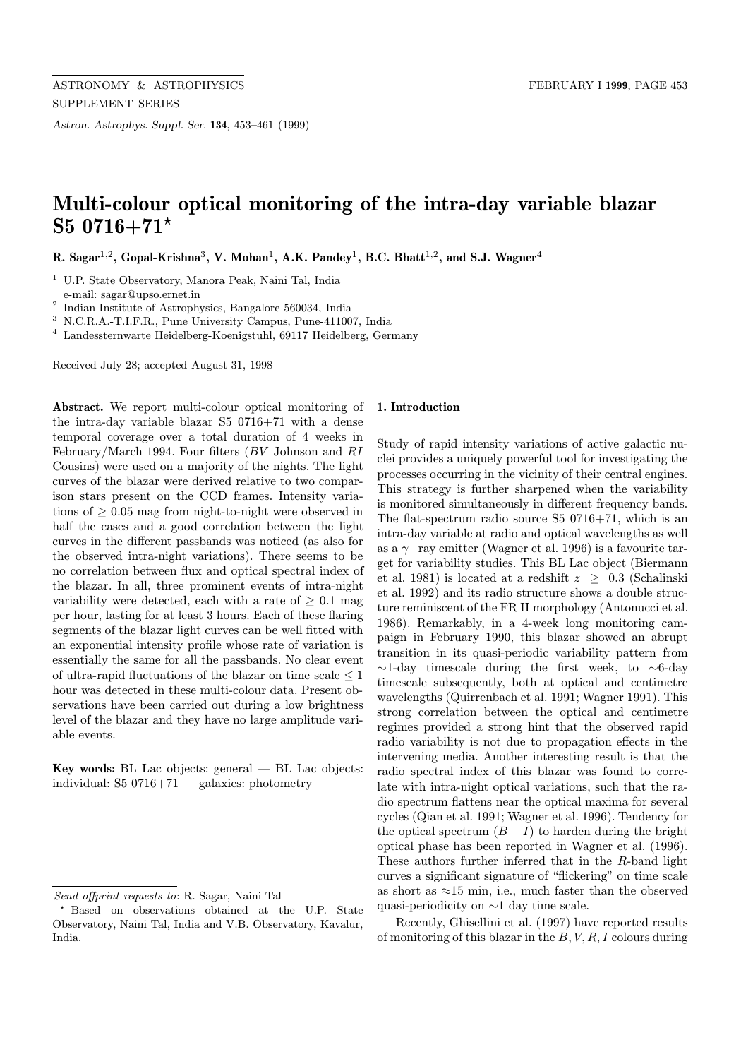# Multi-colour optical monitoring of the intra-day variable blazar S5 0716+71*

**R. Sagar**[1,2], **Gopal-Krishna**[3], **V. Mohan**[1], **A.K. Pandey**[1], **B.C. Bhatt**[1,2], **and S.J. Wagner**[4]

[1] U.P. State Observatory, Manora Peak, Naini Tal, India
e-mail: sagar@upso.ernet.in

[2] Indian Institute of Astrophysics, Bangalore 560034, India

[3] N.C.R.A.-T.I.F.R., Pune University Campus, Pune-411007, India

[4] Landessternwarte Heidelberg-Koenigstuhl, 69117 Heidelberg, Germany

Received July 28; accepted August 31, 1998

**Abstract.** We report multi-colour optical monitoring of the intra-day variable blazar S5 0716+71 with a dense temporal coverage over a total duration of 4 weeks in February/March 1994. Four filters (*BV* Johnson and *RI* Cousins) were used on a majority of the nights. The light curves of the blazar were derived relative to two comparison stars present on the CCD frames. Intensity variations of $\geq 0.05$ mag from night-to-night were observed in half the cases and a good correlation between the light curves in the different passbands was noticed (as also for the observed intra-night variations). There seems to be no correlation between flux and optical spectral index of the blazar. In all, three prominent events of intra-night variability were detected, each with a rate of $\geq 0.1$ mag per hour, lasting for at least 3 hours. Each of these flaring segments of the blazar light curves can be well fitted with an exponential intensity profile whose rate of variation is essentially the same for all the passbands. No clear event of ultra-rapid fluctuations of the blazar on time scale $\leq 1$ hour was detected in these multi-colour data. Present observations have been carried out during a low brightness level of the blazar and they have no large amplitude variable events.

**Key words:** BL Lac objects: general — BL Lac objects: individual: S5 0716+71 — galaxies: photometry

## 1. Introduction

Study of rapid intensity variations of active galactic nuclei provides a uniquely powerful tool for investigating the processes occurring in the vicinity of their central engines. This strategy is further sharpened when the variability is monitored simultaneously in different frequency bands. The flat-spectrum radio source S5 0716+71, which is an intra-day variable at radio and optical wavelengths as well as a $\gamma$−ray emitter (Wagner et al. 1996) is a favourite target for variability studies. This BL Lac object (Biermann et al. 1981) is located at a redshift $z \geq 0.3$ (Schalinski et al. 1992) and its radio structure shows a double structure reminiscent of the FR II morphology (Antonucci et al. 1986). Remarkably, in a 4-week long monitoring campaign in February 1990, this blazar showed an abrupt transition in its quasi-periodic variability pattern from $\sim$1-day timescale during the first week, to $\sim$6-day timescale subsequently, both at optical and centimetre wavelengths (Quirrenbach et al. 1991; Wagner 1991). This strong correlation between the optical and centimetre regimes provided a strong hint that the observed rapid radio variability is not due to propagation effects in the intervening media. Another interesting result is that the radio spectral index of this blazar was found to correlate with intra-night optical variations, such that the radio spectrum flattens near the optical maxima for several cycles (Qian et al. 1991; Wagner et al. 1996). Tendency for the optical spectrum $(B-I)$ to harden during the bright optical phase has been reported in Wagner et al. (1996). These authors further inferred that in the *R*-band light curves a significant signature of "flickering" on time scale as short as $\approx$15 min, i.e., much faster than the observed quasi-periodicity on $\sim$1 day time scale.

Recently, Ghisellini et al. (1997) have reported results of monitoring of this blazar in the $B, V, R, I$ colours during

---

*Send offprint requests to*: R. Sagar, Naini Tal

* Based on observations obtained at the U.P. State Observatory, Naini Tal, India and V.B. Observatory, Kavalur, India.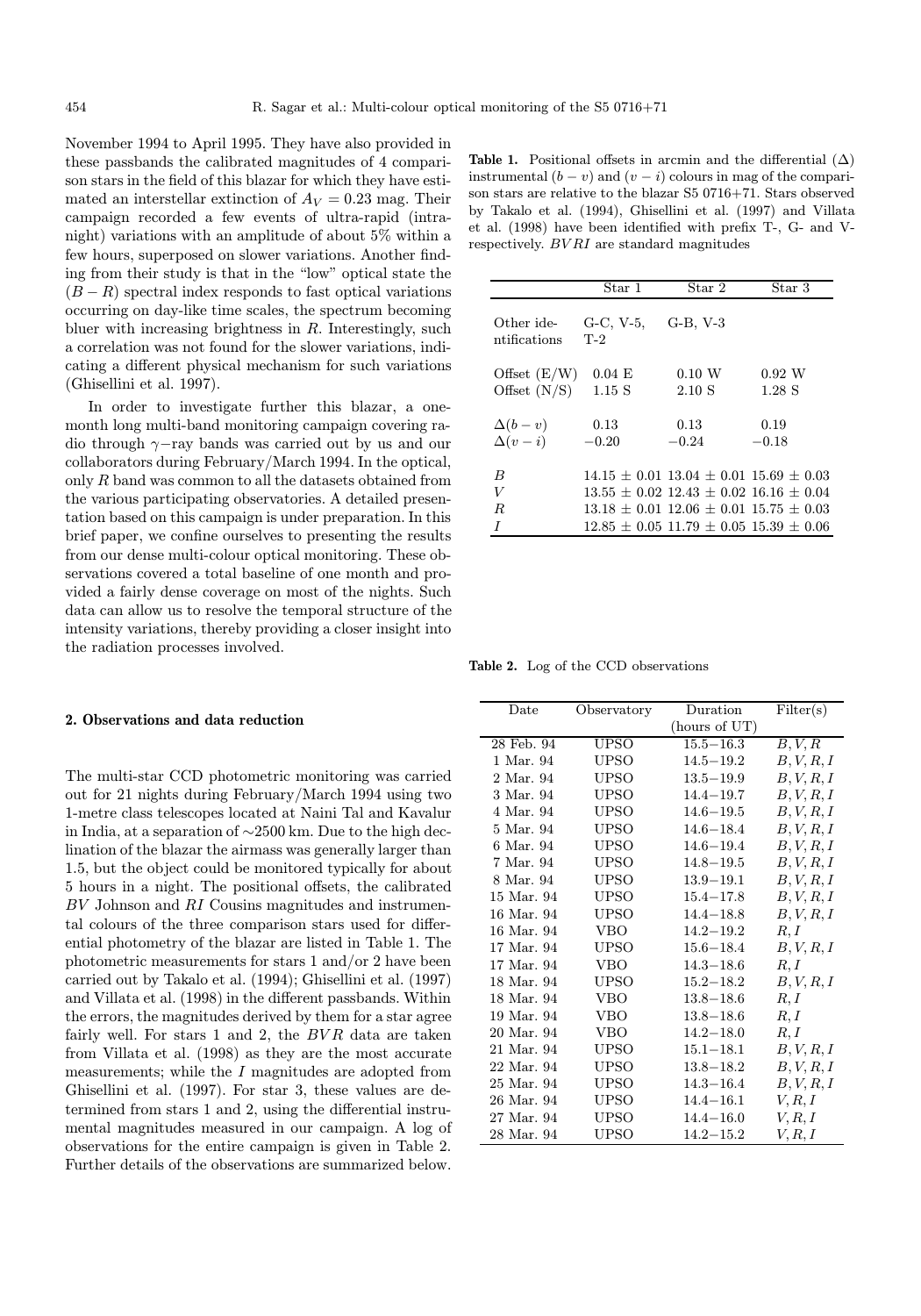November 1994 to April 1995. They have also provided in these passbands the calibrated magnitudes of 4 comparison stars in the field of this blazar for which they have estimated an interstellar extinction of $A_V = 0.23$ mag. Their campaign recorded a few events of ultra-rapid (intranight) variations with an amplitude of about 5% within a few hours, superposed on slower variations. Another finding from their study is that in the "low" optical state the $(B-R)$ spectral index responds to fast optical variations occurring on day-like time scales, the spectrum becoming bluer with increasing brightness in $R$. Interestingly, such a correlation was not found for the slower variations, indicating a different physical mechanism for such variations (Ghisellini et al. 1997).

In order to investigate further this blazar, a one-month long multi-band monitoring campaign covering radio through $\gamma$−ray bands was carried out by us and our collaborators during February/March 1994. In the optical, only $R$ band was common to all the datasets obtained from the various participating observatories. A detailed presentation based on this campaign is under preparation. In this brief paper, we confine ourselves to presenting the results from our dense multi-colour optical monitoring. These observations covered a total baseline of one month and provided a fairly dense coverage on most of the nights. Such data can allow us to resolve the temporal structure of the intensity variations, thereby providing a closer insight into the radiation processes involved.

## 2. Observations and data reduction

The multi-star CCD photometric monitoring was carried out for 21 nights during February/March 1994 using two 1-metre class telescopes located at Naini Tal and Kavalur in India, at a separation of ∼2500 km. Due to the high declination of the blazar the airmass was generally larger than 1.5, but the object could be monitored typically for about 5 hours in a night. The positional offsets, the calibrated $BV$ Johnson and $RI$ Cousins magnitudes and instrumental colours of the three comparison stars used for differential photometry of the blazar are listed in Table 1. The photometric measurements for stars 1 and/or 2 have been carried out by Takalo et al. (1994); Ghisellini et al. (1997) and Villata et al. (1998) in the different passbands. Within the errors, the magnitudes derived by them for a star agree fairly well. For stars 1 and 2, the $BVR$ data are taken from Villata et al. (1998) as they are the most accurate measurements; while the $I$ magnitudes are adopted from Ghisellini et al. (1997). For star 3, these values are determined from stars 1 and 2, using the differential instrumental magnitudes measured in our campaign. A log of observations for the entire campaign is given in Table 2. Further details of the observations are summarized below.

**Table 1.** Positional offsets in arcmin and the differential (Δ) instrumental $(b-v)$ and $(v-i)$ colours in mag of the comparison stars are relative to the blazar S5 0716+71. Stars observed by Takalo et al. (1994), Ghisellini et al. (1997) and Villata et al. (1998) have been identified with prefix T-, G- and V- respectively. $BVRI$ are standard magnitudes

| | Star 1 | Star 2 | Star 3 |
|---|---|---|---|
| Other identifications | G-C, V-5, T-2 | G-B, V-3 | |
| Offset (E/W) | 0.04 E | 0.10 W | 0.92 W |
| Offset (N/S) | 1.15 S | 2.10 S | 1.28 S |
| $\Delta(b-v)$ | 0.13 | 0.13 | 0.19 |
| $\Delta(v-i)$ | −0.20 | −0.24 | −0.18 |
| $B$ | 14.15 ± 0.01 | 13.04 ± 0.01 | 15.69 ± 0.03 |
| $V$ | 13.55 ± 0.02 | 12.43 ± 0.02 | 16.16 ± 0.04 |
| $R$ | 13.18 ± 0.01 | 12.06 ± 0.01 | 15.75 ± 0.03 |
| $I$ | 12.85 ± 0.05 | 11.79 ± 0.05 | 15.39 ± 0.06 |

**Table 2.** Log of the CCD observations

| Date | Observatory | Duration (hours of UT) | Filter(s) |
|---|---|---|---|
| 28 Feb. 94 | UPSO | 15.5−16.3 | $B, V, R$ |
| 1 Mar. 94 | UPSO | 14.5−19.2 | $B, V, R, I$ |
| 2 Mar. 94 | UPSO | 13.5−19.9 | $B, V, R, I$ |
| 3 Mar. 94 | UPSO | 14.4−19.7 | $B, V, R, I$ |
| 4 Mar. 94 | UPSO | 14.6−19.5 | $B, V, R, I$ |
| 5 Mar. 94 | UPSO | 14.6−18.4 | $B, V, R, I$ |
| 6 Mar. 94 | UPSO | 14.6−19.4 | $B, V, R, I$ |
| 7 Mar. 94 | UPSO | 14.8−19.5 | $B, V, R, I$ |
| 8 Mar. 94 | UPSO | 13.9−19.1 | $B, V, R, I$ |
| 15 Mar. 94 | UPSO | 15.4−17.8 | $B, V, R, I$ |
| 16 Mar. 94 | UPSO | 14.4−18.8 | $B, V, R, I$ |
| 16 Mar. 94 | VBO | 14.2−19.2 | $R, I$ |
| 17 Mar. 94 | UPSO | 15.6−18.4 | $B, V, R, I$ |
| 17 Mar. 94 | VBO | 14.3−18.6 | $R, I$ |
| 18 Mar. 94 | UPSO | 15.2−18.2 | $B, V, R, I$ |
| 18 Mar. 94 | VBO | 13.8−18.6 | $R, I$ |
| 19 Mar. 94 | VBO | 13.8−18.6 | $R, I$ |
| 20 Mar. 94 | VBO | 14.2−18.0 | $R, I$ |
| 21 Mar. 94 | UPSO | 15.1−18.1 | $B, V, R, I$ |
| 22 Mar. 94 | UPSO | 13.8−18.2 | $B, V, R, I$ |
| 25 Mar. 94 | UPSO | 14.3−16.4 | $B, V, R, I$ |
| 26 Mar. 94 | UPSO | 14.4−16.1 | $V, R, I$ |
| 27 Mar. 94 | UPSO | 14.4−16.0 | $V, R, I$ |
| 28 Mar. 94 | UPSO | 14.2−15.2 | $V, R, I$ |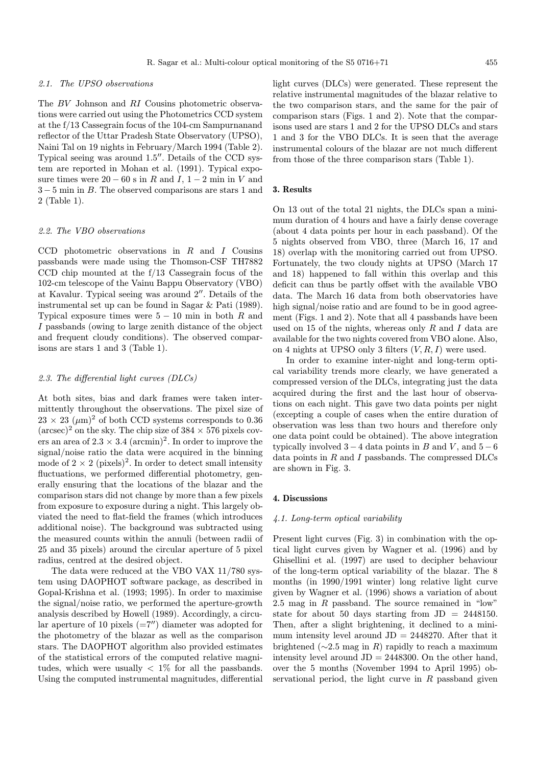### 2.1. The UPSO observations

The $BV$ Johnson and $RI$ Cousins photometric observations were carried out using the Photometrics CCD system at the f/13 Cassegrain focus of the 104-cm Sampurnanand reflector of the Uttar Pradesh State Observatory (UPSO), Naini Tal on 19 nights in February/March 1994 (Table 2). Typical seeing was around $1.5''$. Details of the CCD system are reported in Mohan et al. (1991). Typical exposure times were $20 - 60$ s in $R$ and $I$, $1 - 2$ min in $V$ and $3 - 5$ min in $B$. The observed comparisons are stars 1 and 2 (Table 1).

### 2.2. The VBO observations

CCD photometric observations in $R$ and $I$ Cousins passbands were made using the Thomson-CSF TH7882 CCD chip mounted at the f/13 Cassegrain focus of the 102-cm telescope of the Vainu Bappu Observatory (VBO) at Kavalur. Typical seeing was around $2''$. Details of the instrumental set up can be found in Sagar & Pati (1989). Typical exposure times were $5 - 10$ min in both $R$ and $I$ passbands (owing to large zenith distance of the object and frequent cloudy conditions). The observed comparisons are stars 1 and 3 (Table 1).

### 2.3. The differential light curves (DLCs)

At both sites, bias and dark frames were taken intermittently throughout the observations. The pixel size of $23 \times 23\ (\mu\text{m})^2$ of both CCD systems corresponds to 0.36 $(\text{arcsec})^2$ on the sky. The chip size of $384 \times 576$ pixels covers an area of $2.3 \times 3.4\ (\text{arcmin})^2$. In order to improve the signal/noise ratio the data were acquired in the binning mode of $2 \times 2\ (\text{pixels})^2$. In order to detect small intensity fluctuations, we performed differential photometry, generally ensuring that the locations of the blazar and the comparison stars did not change by more than a few pixels from exposure to exposure during a night. This largely obviated the need to flat-field the frames (which introduces additional noise). The background was subtracted using the measured counts within the annuli (between radii of 25 and 35 pixels) around the circular aperture of 5 pixel radius, centred at the desired object.

The data were reduced at the VBO VAX 11/780 system using DAOPHOT software package, as described in Gopal-Krishna et al. (1993; 1995). In order to maximise the signal/noise ratio, we performed the aperture-growth analysis described by Howell (1989). Accordingly, a circular aperture of 10 pixels ($=7''$) diameter was adopted for the photometry of the blazar as well as the comparison stars. The DAOPHOT algorithm also provided estimates of the statistical errors of the computed relative magnitudes, which were usually $< 1\%$ for all the passbands. Using the computed instrumental magnitudes, differential light curves (DLCs) were generated. These represent the relative instrumental magnitudes of the blazar relative to the two comparison stars, and the same for the pair of comparison stars (Figs. 1 and 2). Note that the comparisons used are stars 1 and 2 for the UPSO DLCs and stars 1 and 3 for the VBO DLCs. It is seen that the average instrumental colours of the blazar are not much different from those of the three comparison stars (Table 1).

## 3. Results

On 13 out of the total 21 nights, the DLCs span a minimum duration of 4 hours and have a fairly dense coverage (about 4 data points per hour in each passband). Of the 5 nights observed from VBO, three (March 16, 17 and 18) overlap with the monitoring carried out from UPSO. Fortunately, the two cloudy nights at UPSO (March 17 and 18) happened to fall within this overlap and this deficit can thus be partly offset with the available VBO data. The March 16 data from both observatories have high signal/noise ratio and are found to be in good agreement (Figs. 1 and 2). Note that all 4 passbands have been used on 15 of the nights, whereas only $R$ and $I$ data are available for the two nights covered from VBO alone. Also, on 4 nights at UPSO only 3 filters ($V, R, I$) were used.

In order to examine inter-night and long-term optical variability trends more clearly, we have generated a compressed version of the DLCs, integrating just the data acquired during the first and the last hour of observations on each night. This gave two data points per night (excepting a couple of cases when the entire duration of observation was less than two hours and therefore only one data point could be obtained). The above integration typically involved $3 - 4$ data points in $B$ and $V$, and $5 - 6$ data points in $R$ and $I$ passbands. The compressed DLCs are shown in Fig. 3.

## 4. Discussions

### 4.1. Long-term optical variability

Present light curves (Fig. 3) in combination with the optical light curves given by Wagner et al. (1996) and by Ghisellini et al. (1997) are used to decipher behaviour of the long-term optical variability of the blazar. The 8 months (in 1990/1991 winter) long relative light curve given by Wagner et al. (1996) shows a variation of about 2.5 mag in $R$ passband. The source remained in "low" state for about 50 days starting from JD = 2448150. Then, after a slight brightening, it declined to a minimum intensity level around JD = 2448270. After that it brightened ($\sim$2.5 mag in $R$) rapidly to reach a maximum intensity level around JD = 2448300. On the other hand, over the 5 months (November 1994 to April 1995) observational period, the light curve in $R$ passband given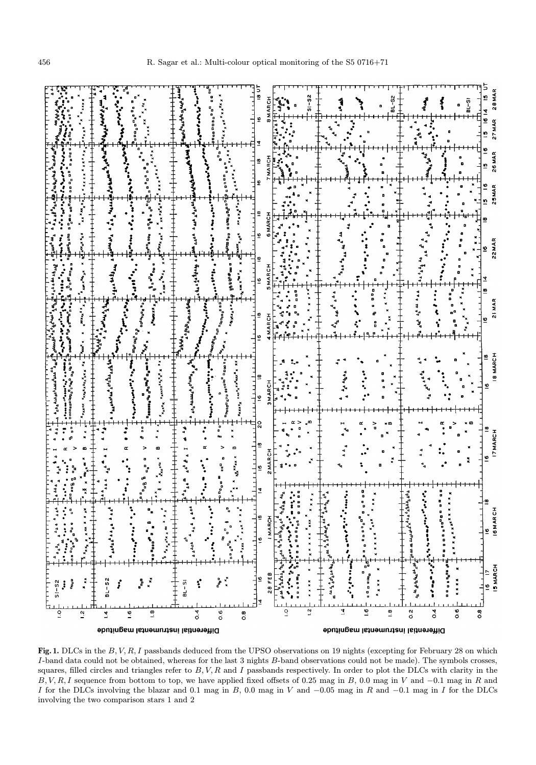**Fig. 1.** DLCs in the $B, V, R, I$ passbands deduced from the UPSO observations on 19 nights (excepting for February 28 on which $I$-band data could not be obtained, whereas for the last 3 nights $B$-band observations could not be made). The symbols crosses, squares, filled circles and triangles refer to $B, V, R$ and $I$ passbands respectively. In order to plot the DLCs with clarity in the $B, V, R, I$ sequence from bottom to top, we have applied fixed offsets of 0.25 mag in $B$, 0.0 mag in $V$ and $-0.1$ mag in $R$ and $I$ for the DLCs involving the blazar and 0.1 mag in $B$, 0.0 mag in $V$ and $-0.05$ mag in $R$ and $-0.1$ mag in $I$ for the DLCs involving the two comparison stars 1 and 2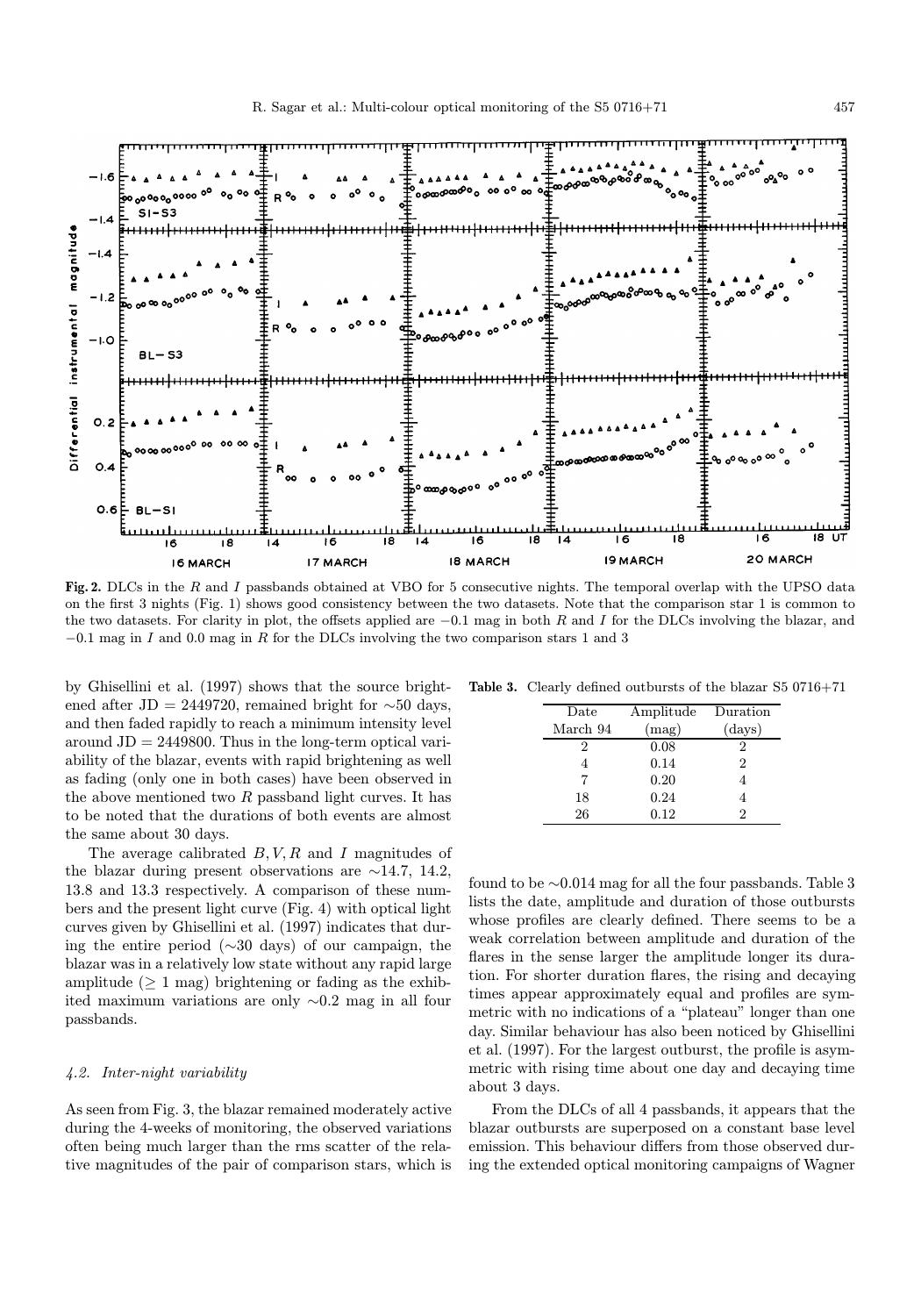**Fig. 2.** DLCs in the $R$ and $I$ passbands obtained at VBO for 5 consecutive nights. The temporal overlap with the UPSO data on the first 3 nights (Fig. 1) shows good consistency between the two datasets. Note that the comparison star 1 is common to the two datasets. For clarity in plot, the offsets applied are $-0.1$ mag in both $R$ and $I$ for the DLCs involving the blazar, and $-0.1$ mag in $I$ and 0.0 mag in $R$ for the DLCs involving the two comparison stars 1 and 3

by Ghisellini et al. (1997) shows that the source brightened after JD = 2449720, remained bright for ∼50 days, and then faded rapidly to reach a minimum intensity level around JD = 2449800. Thus in the long-term optical variability of the blazar, events with rapid brightening as well as fading (only one in both cases) have been observed in the above mentioned two $R$ passband light curves. It has to be noted that the durations of both events are almost the same about 30 days.

The average calibrated $B, V, R$ and $I$ magnitudes of the blazar during present observations are ∼14.7, 14.2, 13.8 and 13.3 respectively. A comparison of these numbers and the present light curve (Fig. 4) with optical light curves given by Ghisellini et al. (1997) indicates that during the entire period (∼30 days) of our campaign, the blazar was in a relatively low state without any rapid large amplitude (≥ 1 mag) brightening or fading as the exhibited maximum variations are only ∼0.2 mag in all four passbands.

#### 4.2. Inter-night variability

As seen from Fig. 3, the blazar remained moderately active during the 4-weeks of monitoring, the observed variations often being much larger than the rms scatter of the relative magnitudes of the pair of comparison stars, which is found to be ∼0.014 mag for all the four passbands. Table 3 lists the date, amplitude and duration of those outbursts whose profiles are clearly defined. There seems to be a weak correlation between amplitude and duration of the flares in the sense larger the amplitude longer its duration. For shorter duration flares, the rising and decaying times appear approximately equal and profiles are symmetric with no indications of a "plateau" longer than one day. Similar behaviour has also been noticed by Ghisellini et al. (1997). For the largest outburst, the profile is asymmetric with rising time about one day and decaying time about 3 days.

**Table 3.** Clearly defined outbursts of the blazar S5 0716+71

| Date March 94 | Amplitude (mag) | Duration (days) |
|---|---|---|
| 2 | 0.08 | 2 |
| 4 | 0.14 | 2 |
| 7 | 0.20 | 4 |
| 18 | 0.24 | 4 |
| 26 | 0.12 | 2 |

From the DLCs of all 4 passbands, it appears that the blazar outbursts are superposed on a constant base level emission. This behaviour differs from those observed during the extended optical monitoring campaigns of Wagner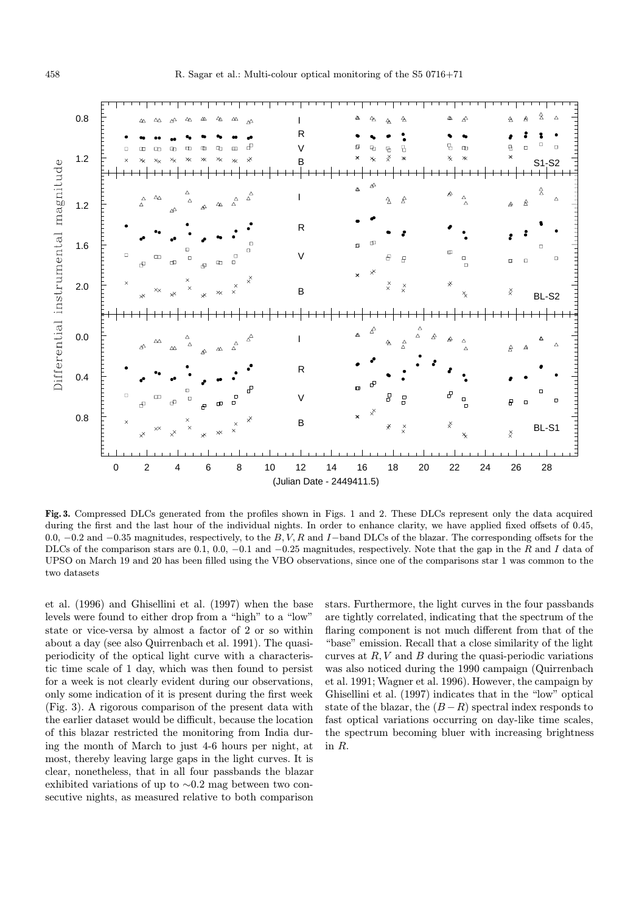**Fig. 3.** Compressed DLCs generated from the profiles shown in Figs. 1 and 2. These DLCs represent only the data acquired during the first and the last hour of the individual nights. In order to enhance clarity, we have applied fixed offsets of 0.45, 0.0, −0.2 and −0.35 magnitudes, respectively, to the $B, V, R$ and $I$−band DLCs of the blazar. The corresponding offsets for the DLCs of the comparison stars are 0.1, 0.0, −0.1 and −0.25 magnitudes, respectively. Note that the gap in the $R$ and $I$ data of UPSO on March 19 and 20 has been filled using the VBO observations, since one of the comparisons star 1 was common to the two datasets

et al. (1996) and Ghisellini et al. (1997) when the base levels were found to either drop from a "high" to a "low" state or vice-versa by almost a factor of 2 or so within about a day (see also Quirrenbach et al. 1991). The quasi-periodicity of the optical light curve with a characteristic time scale of 1 day, which was then found to persist for a week is not clearly evident during our observations, only some indication of it is present during the first week (Fig. 3). A rigorous comparison of the present data with the earlier dataset would be difficult, because the location of this blazar restricted the monitoring from India during the month of March to just 4-6 hours per night, at most, thereby leaving large gaps in the light curves. It is clear, nonetheless, that in all four passbands the blazar exhibited variations of up to ∼0.2 mag between two consecutive nights, as measured relative to both comparison stars. Furthermore, the light curves in the four passbands are tightly correlated, indicating that the spectrum of the flaring component is not much different from that of the "base" emission. Recall that a close similarity of the light curves at $R, V$ and $B$ during the quasi-periodic variations was also noticed during the 1990 campaign (Quirrenbach et al. 1991; Wagner et al. 1996). However, the campaign by Ghisellini et al. (1997) indicates that in the "low" optical state of the blazar, the $(B - R)$ spectral index responds to fast optical variations occurring on day-like time scales, the spectrum becoming bluer with increasing brightness in $R$.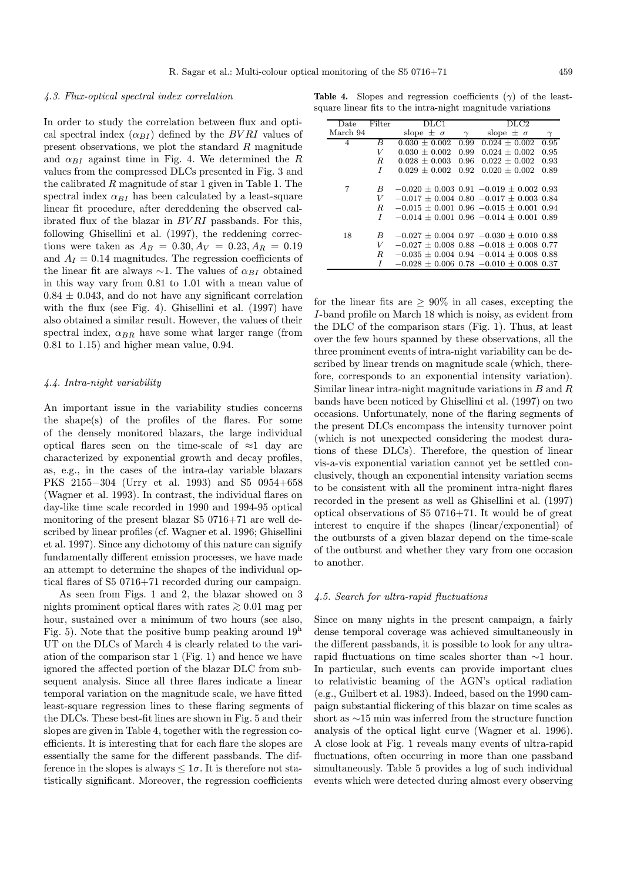### 4.3. Flux-optical spectral index correlation

In order to study the correlation between flux and optical spectral index ($\alpha_{BI}$) defined by the $BVRI$ values of present observations, we plot the standard $R$ magnitude and $\alpha_{BI}$ against time in Fig. 4. We determined the $R$ values from the compressed DLCs presented in Fig. 3 and the calibrated $R$ magnitude of star 1 given in Table 1. The spectral index $\alpha_{BI}$ has been calculated by a least-square linear fit procedure, after dereddening the observed calibrated flux of the blazar in $BVRI$ passbands. For this, following Ghisellini et al. (1997), the reddening corrections were taken as $A_B = 0.30, A_V = 0.23, A_R = 0.19$ and $A_I = 0.14$ magnitudes. The regression coefficients of the linear fit are always $\sim$1. The values of $\alpha_{BI}$ obtained in this way vary from 0.81 to 1.01 with a mean value of $0.84 \pm 0.043$, and do not have any significant correlation with the flux (see Fig. 4). Ghisellini et al. (1997) have also obtained a similar result. However, the values of their spectral index, $\alpha_{BR}$ have some what larger range (from 0.81 to 1.15) and higher mean value, 0.94.

### 4.4. Intra-night variability

An important issue in the variability studies concerns the shape(s) of the profiles of the flares. For some of the densely monitored blazars, the large individual optical flares seen on the time-scale of $\approx$1 day are characterized by exponential growth and decay profiles, as, e.g., in the cases of the intra-day variable blazars PKS 2155−304 (Urry et al. 1993) and S5 0954+658 (Wagner et al. 1993). In contrast, the individual flares on day-like time scale recorded in 1990 and 1994-95 optical monitoring of the present blazar S5 0716+71 are well described by linear profiles (cf. Wagner et al. 1996; Ghisellini et al. 1997). Since any dichotomy of this nature can signify fundamentally different emission processes, we have made an attempt to determine the shapes of the individual optical flares of S5 0716+71 recorded during our campaign.

As seen from Figs. 1 and 2, the blazar showed on 3 nights prominent optical flares with rates $\gtrsim 0.01$ mag per hour, sustained over a minimum of two hours (see also, Fig. 5). Note that the positive bump peaking around $19^{\rm h}$ UT on the DLCs of March 4 is clearly related to the variation of the comparison star 1 (Fig. 1) and hence we have ignored the affected portion of the blazar DLC from subsequent analysis. Since all three flares indicate a linear temporal variation on the magnitude scale, we have fitted least-square regression lines to these flaring segments of the DLCs. These best-fit lines are shown in Fig. 5 and their slopes are given in Table 4, together with the regression coefficients. It is interesting that for each flare the slopes are essentially the same for the different passbands. The difference in the slopes is always $\leq 1\sigma$. It is therefore not statistically significant. Moreover, the regression coefficients for the linear fits are $\geq 90\%$ in all cases, excepting the $I$-band profile on March 18 which is noisy, as evident from the DLC of the comparison stars (Fig. 1). Thus, at least over the few hours spanned by these observations, all the three prominent events of intra-night variability can be described by linear trends on magnitude scale (which, therefore, corresponds to an exponential intensity variation). Similar linear intra-night magnitude variations in $B$ and $R$ bands have been noticed by Ghisellini et al. (1997) on two occasions. Unfortunately, none of the flaring segments of the present DLCs encompass the intensity turnover point (which is not unexpected considering the modest durations of these DLCs). Therefore, the question of linear vis-a-vis exponential variation cannot yet be settled conclusively, though an exponential intensity variation seems to be consistent with all the prominent intra-night flares recorded in the present as well as Ghisellini et al. (1997) optical observations of S5 0716+71. It would be of great interest to enquire if the shapes (linear/exponential) of the outbursts of a given blazar depend on the time-scale of the outburst and whether they vary from one occasion to another.

**Table 4.** Slopes and regression coefficients ($\gamma$) of the least-square linear fits to the intra-night magnitude variations

| Date March 94 | Filter | DLC1 slope $\pm$ $\sigma$ | $\gamma$ | DLC2 slope $\pm$ $\sigma$ | $\gamma$ |
|---|---|---|---|---|---|
| 4 | $B$ | $0.030 \pm 0.002$ | 0.99 | $0.024 \pm 0.002$ | 0.95 |
| | $V$ | $0.030 \pm 0.002$ | 0.99 | $0.024 \pm 0.002$ | 0.95 |
| | $R$ | $0.028 \pm 0.003$ | 0.96 | $0.022 \pm 0.002$ | 0.93 |
| | $I$ | $0.029 \pm 0.002$ | 0.92 | $0.020 \pm 0.002$ | 0.89 |
| 7 | $B$ | $-0.020 \pm 0.003$ | 0.91 | $-0.019 \pm 0.002$ | 0.93 |
| | $V$ | $-0.017 \pm 0.004$ | 0.80 | $-0.017 \pm 0.003$ | 0.84 |
| | $R$ | $-0.015 \pm 0.001$ | 0.96 | $-0.015 \pm 0.001$ | 0.94 |
| | $I$ | $-0.014 \pm 0.001$ | 0.96 | $-0.014 \pm 0.001$ | 0.89 |
| 18 | $B$ | $-0.027 \pm 0.004$ | 0.97 | $-0.030 \pm 0.010$ | 0.88 |
| | $V$ | $-0.027 \pm 0.008$ | 0.88 | $-0.018 \pm 0.008$ | 0.77 |
| | $R$ | $-0.035 \pm 0.004$ | 0.94 | $-0.014 \pm 0.008$ | 0.88 |
| | $I$ | $-0.028 \pm 0.006$ | 0.78 | $-0.010 \pm 0.008$ | 0.37 |

### 4.5. Search for ultra-rapid fluctuations

Since on many nights in the present campaign, a fairly dense temporal coverage was achieved simultaneously in the different passbands, it is possible to look for any ultra-rapid fluctuations on time scales shorter than $\sim$1 hour. In particular, such events can provide important clues to relativistic beaming of the AGN's optical radiation (e.g., Guilbert et al. 1983). Indeed, based on the 1990 campaign substantial flickering of this blazar on time scales as short as $\sim$15 min was inferred from the structure function analysis of the optical light curve (Wagner et al. 1996). A close look at Fig. 1 reveals many events of ultra-rapid fluctuations, often occurring in more than one passband simultaneously. Table 5 provides a log of such individual events which were detected during almost every observing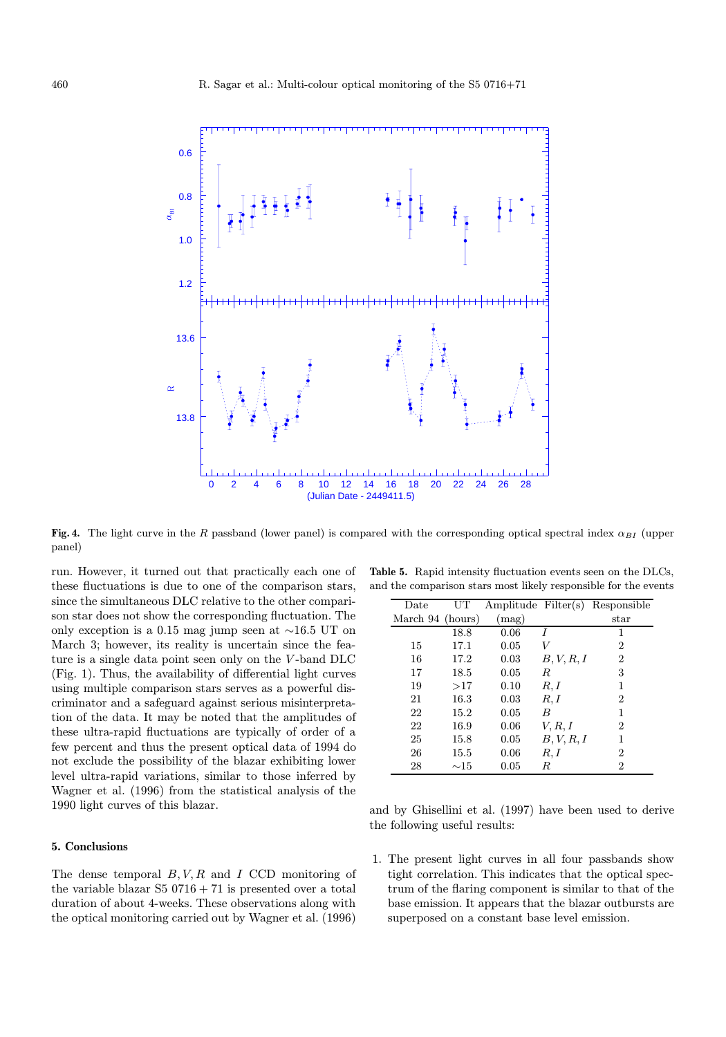**Fig. 4.** The light curve in the $R$ passband (lower panel) is compared with the corresponding optical spectral index $\alpha_{BI}$ (upper panel)

run. However, it turned out that practically each one of these fluctuations is due to one of the comparison stars, since the simultaneous DLC relative to the other comparison star does not show the corresponding fluctuation. The only exception is a 0.15 mag jump seen at ∼16.5 UT on March 3; however, its reality is uncertain since the feature is a single data point seen only on the $V$-band DLC (Fig. 1). Thus, the availability of differential light curves using multiple comparison stars serves as a powerful discriminator and a safeguard against serious misinterpretation of the data. It may be noted that the amplitudes of these ultra-rapid fluctuations are typically of order of a few percent and thus the present optical data of 1994 do not exclude the possibility of the blazar exhibiting lower level ultra-rapid variations, similar to those inferred by Wagner et al. (1996) from the statistical analysis of the 1990 light curves of this blazar.

**Table 5.** Rapid intensity fluctuation events seen on the DLCs, and the comparison stars most likely responsible for the events

| Date March 94 | UT (hours) | Amplitude (mag) | Filter(s) | Responsible star |
|---|---|---|---|---|
| | 18.8 | 0.06 | $I$ | 1 |
| 15 | 17.1 | 0.05 | $V$ | 2 |
| 16 | 17.2 | 0.03 | $B, V, R, I$ | 2 |
| 17 | 18.5 | 0.05 | $R$ | 3 |
| 19 | >17 | 0.10 | $R, I$ | 1 |
| 21 | 16.3 | 0.03 | $R, I$ | 2 |
| 22 | 15.2 | 0.05 | $B$ | 1 |
| 22 | 16.9 | 0.06 | $V, R, I$ | 2 |
| 25 | 15.8 | 0.05 | $B, V, R, I$ | 1 |
| 26 | 15.5 | 0.06 | $R, I$ | 2 |
| 28 | ∼15 | 0.05 | $R$ | 2 |

## 5. Conclusions

The dense temporal $B, V, R$ and $I$ CCD monitoring of the variable blazar S5 0716 + 71 is presented over a total duration of about 4-weeks. These observations along with the optical monitoring carried out by Wagner et al. (1996) and by Ghisellini et al. (1997) have been used to derive the following useful results:

1. The present light curves in all four passbands show tight correlation. This indicates that the optical spectrum of the flaring component is similar to that of the base emission. It appears that the blazar outbursts are superposed on a constant base level emission.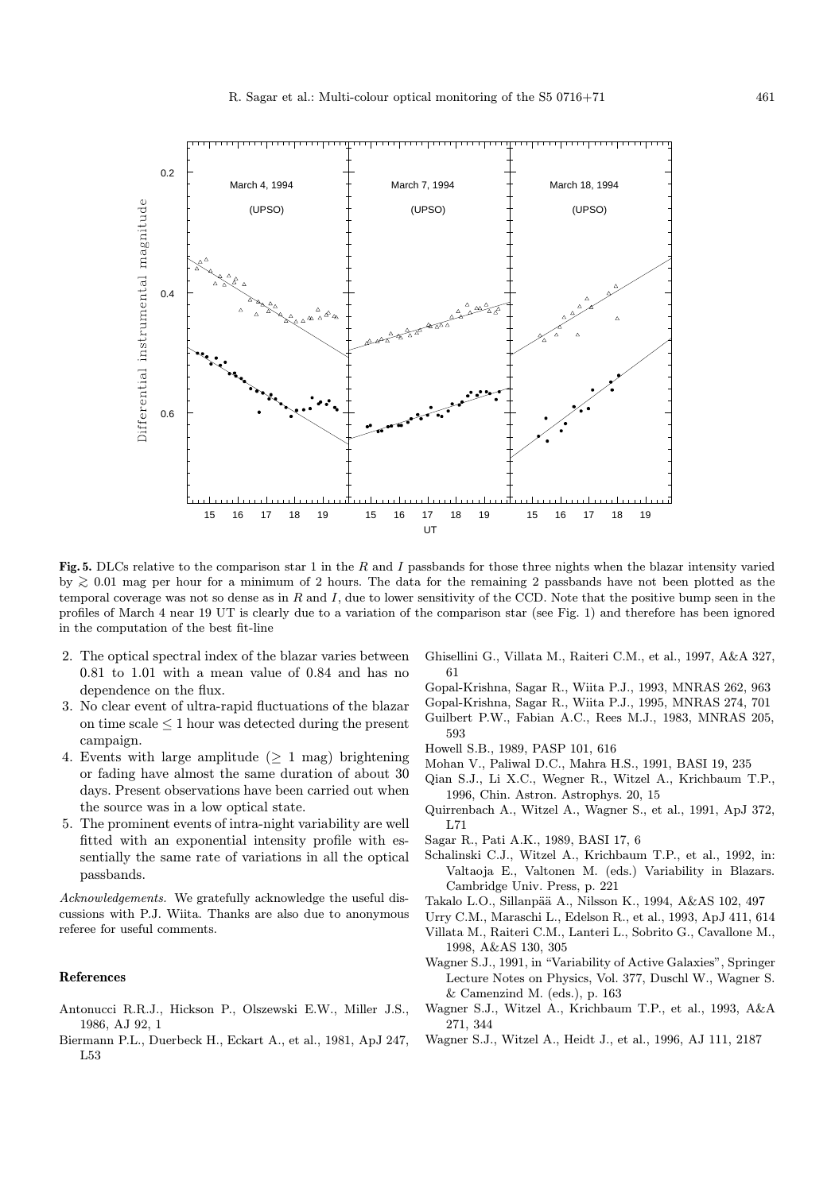Differential instrumental magnitude

0.2

0.4

0.6

March 4, 1994

(UPSO)

March 7, 1994

(UPSO)

March 18, 1994

(UPSO)

15 16 17 18 19

15 16 17 18 19

15 16 17 18 19

UT

**Fig. 5.** DLCs relative to the comparison star 1 in the *R* and *I* passbands for those three nights when the blazar intensity varied by $\gtrsim$ 0.01 mag per hour for a minimum of 2 hours. The data for the remaining 2 passbands have not been plotted as the temporal coverage was not so dense as in *R* and *I*, due to lower sensitivity of the CCD. Note that the positive bump seen in the profiles of March 4 near 19 UT is clearly due to a variation of the comparison star (see Fig. 1) and therefore has been ignored in the computation of the best fit-line

2. The optical spectral index of the blazar varies between 0.81 to 1.01 with a mean value of 0.84 and has no dependence on the flux.
3. No clear event of ultra-rapid fluctuations of the blazar on time scale $\leq$ 1 hour was detected during the present campaign.
4. Events with large amplitude ($\geq$ 1 mag) brightening or fading have almost the same duration of about 30 days. Present observations have been carried out when the source was in a low optical state.
5. The prominent events of intra-night variability are well fitted with an exponential intensity profile with essentially the same rate of variations in all the optical passbands.

*Acknowledgements.* We gratefully acknowledge the useful discussions with P.J. Wiita. Thanks are also due to anonymous referee for useful comments.

## References

Antonucci R.R.J., Hickson P., Olszewski E.W., Miller J.S., 1986, AJ 92, 1

Biermann P.L., Duerbeck H., Eckart A., et al., 1981, ApJ 247, L53

Ghisellini G., Villata M., Raiteri C.M., et al., 1997, A&A 327, 61

Gopal-Krishna, Sagar R., Wiita P.J., 1993, MNRAS 262, 963

Gopal-Krishna, Sagar R., Wiita P.J., 1995, MNRAS 274, 701

Guilbert P.W., Fabian A.C., Rees M.J., 1983, MNRAS 205, 593

Howell S.B., 1989, PASP 101, 616

Mohan V., Paliwal D.C., Mahra H.S., 1991, BASI 19, 235

Qian S.J., Li X.C., Wegner R., Witzel A., Krichbaum T.P., 1996, Chin. Astron. Astrophys. 20, 15

Quirrenbach A., Witzel A., Wagner S., et al., 1991, ApJ 372, L71

Sagar R., Pati A.K., 1989, BASI 17, 6

Schalinski C.J., Witzel A., Krichbaum T.P., et al., 1992, in: Valtaoja E., Valtonen M. (eds.) Variability in Blazars. Cambridge Univ. Press, p. 221

Takalo L.O., Sillanpää A., Nilsson K., 1994, A&AS 102, 497

Urry C.M., Maraschi L., Edelson R., et al., 1993, ApJ 411, 614

Villata M., Raiteri C.M., Lanteri L., Sobrito G., Cavallone M., 1998, A&AS 130, 305

Wagner S.J., 1991, in "Variability of Active Galaxies", Springer Lecture Notes on Physics, Vol. 377, Duschl W., Wagner S. & Camenzind M. (eds.), p. 163

Wagner S.J., Witzel A., Krichbaum T.P., et al., 1993, A&A 271, 344

Wagner S.J., Witzel A., Heidt J., et al., 1996, AJ 111, 2187